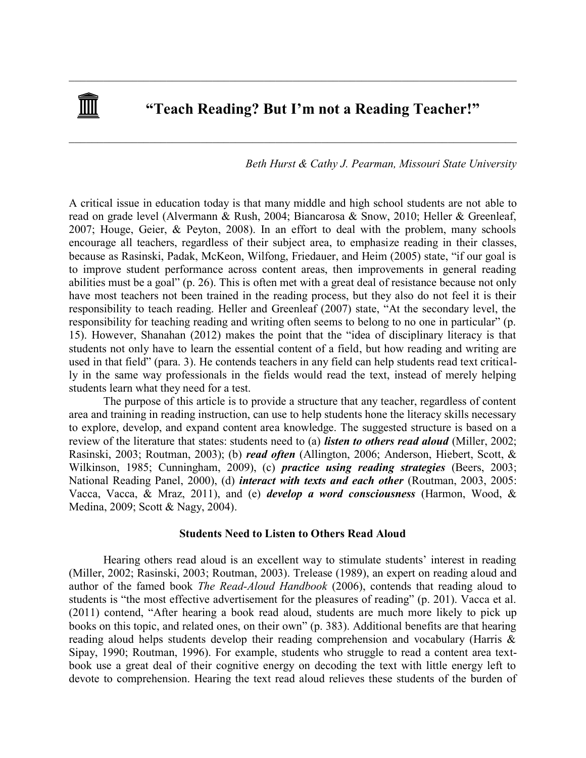# "Teach Reading? But I'm not a Reading Teacher!"

*Beth Hurst & Cathy J. Pearman, Missouri State University*

A critical issue in education today is that many middle and high school students are not able to read on grade level (Alvermann & Rush, 2004; Biancarosa & Snow, 2010; Heller & Greenleaf, 2007; Houge, Geier, & Peyton, 2008). In an effort to deal with the problem, many schools encourage all teachers, regardless of their subject area, to emphasize reading in their classes, because as Rasinski, Padak, McKeon, Wilfong, Friedauer, and Heim (2005) state, "if our goal is to improve student performance across content areas, then improvements in general reading abilities must be a goal" (p. 26). This is often met with a great deal of resistance because not only have most teachers not been trained in the reading process, but they also do not feel it is their responsibility to teach reading. Heller and Greenleaf (2007) state, "At the secondary level, the responsibility for teaching reading and writing often seems to belong to no one in particular" (p. 15). However, Shanahan (2012) makes the point that the "idea of disciplinary literacy is that students not only have to learn the essential content of a field, but how reading and writing are used in that field" (para. 3). He contends teachers in any field can help students read text critically in the same way professionals in the fields would read the text, instead of merely helping students learn what they need for a test.

The purpose of this article is to provide a structure that any teacher, regardless of content area and training in reading instruction, can use to help students hone the literacy skills necessary to explore, develop, and expand content area knowledge. The suggested structure is based on a review of the literature that states: students need to (a) ***listen to others read aloud*** (Miller, 2002; Rasinski, 2003; Routman, 2003); (b) ***read often*** (Allington, 2006; Anderson, Hiebert, Scott, & Wilkinson, 1985; Cunningham, 2009), (c) ***practice using reading strategies*** (Beers, 2003; National Reading Panel, 2000), (d) ***interact with texts and each other*** (Routman, 2003, 2005: Vacca, Vacca, & Mraz, 2011), and (e) ***develop a word consciousness*** (Harmon, Wood, & Medina, 2009; Scott & Nagy, 2004).

## Students Need to Listen to Others Read Aloud

Hearing others read aloud is an excellent way to stimulate students' interest in reading (Miller, 2002; Rasinski, 2003; Routman, 2003). Trelease (1989), an expert on reading aloud and author of the famed book *The Read-Aloud Handbook* (2006), contends that reading aloud to students is "the most effective advertisement for the pleasures of reading" (p. 201). Vacca et al. (2011) contend, "After hearing a book read aloud, students are much more likely to pick up books on this topic, and related ones, on their own" (p. 383). Additional benefits are that hearing reading aloud helps students develop their reading comprehension and vocabulary (Harris & Sipay, 1990; Routman, 1996). For example, students who struggle to read a content area textbook use a great deal of their cognitive energy on decoding the text with little energy left to devote to comprehension. Hearing the text read aloud relieves these students of the burden of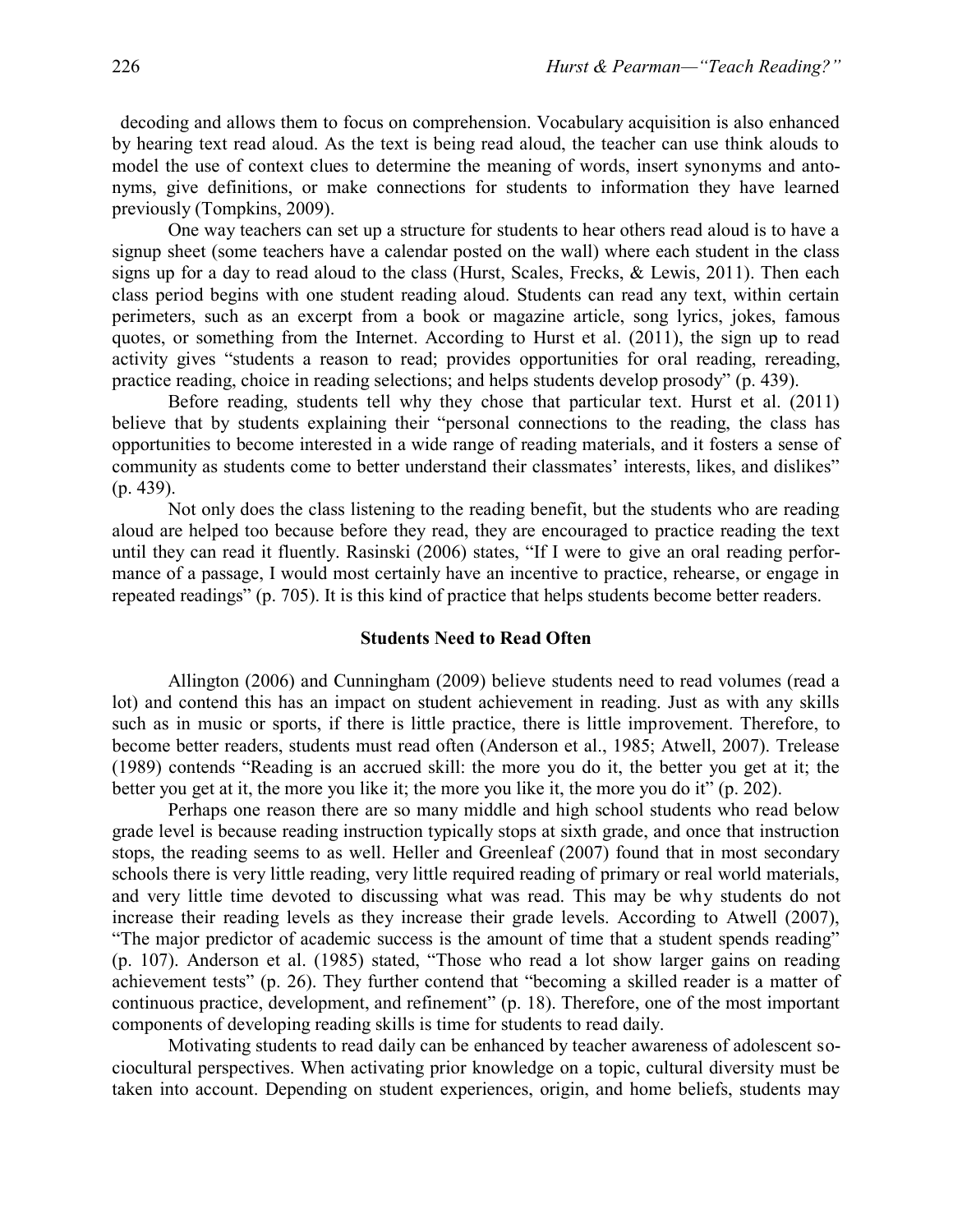decoding and allows them to focus on comprehension. Vocabulary acquisition is also enhanced by hearing text read aloud. As the text is being read aloud, the teacher can use think alouds to model the use of context clues to determine the meaning of words, insert synonyms and antonyms, give definitions, or make connections for students to information they have learned previously (Tompkins, 2009).

One way teachers can set up a structure for students to hear others read aloud is to have a signup sheet (some teachers have a calendar posted on the wall) where each student in the class signs up for a day to read aloud to the class (Hurst, Scales, Frecks, & Lewis, 2011). Then each class period begins with one student reading aloud. Students can read any text, within certain perimeters, such as an excerpt from a book or magazine article, song lyrics, jokes, famous quotes, or something from the Internet. According to Hurst et al. (2011), the sign up to read activity gives "students a reason to read; provides opportunities for oral reading, rereading, practice reading, choice in reading selections; and helps students develop prosody" (p. 439).

Before reading, students tell why they chose that particular text. Hurst et al. (2011) believe that by students explaining their "personal connections to the reading, the class has opportunities to become interested in a wide range of reading materials, and it fosters a sense of community as students come to better understand their classmates' interests, likes, and dislikes" (p. 439).

Not only does the class listening to the reading benefit, but the students who are reading aloud are helped too because before they read, they are encouraged to practice reading the text until they can read it fluently. Rasinski (2006) states, "If I were to give an oral reading performance of a passage, I would most certainly have an incentive to practice, rehearse, or engage in repeated readings" (p. 705). It is this kind of practice that helps students become better readers.

## Students Need to Read Often

Allington (2006) and Cunningham (2009) believe students need to read volumes (read a lot) and contend this has an impact on student achievement in reading. Just as with any skills such as in music or sports, if there is little practice, there is little improvement. Therefore, to become better readers, students must read often (Anderson et al., 1985; Atwell, 2007). Trelease (1989) contends "Reading is an accrued skill: the more you do it, the better you get at it; the better you get at it, the more you like it; the more you like it, the more you do it" (p. 202).

Perhaps one reason there are so many middle and high school students who read below grade level is because reading instruction typically stops at sixth grade, and once that instruction stops, the reading seems to as well. Heller and Greenleaf (2007) found that in most secondary schools there is very little reading, very little required reading of primary or real world materials, and very little time devoted to discussing what was read. This may be why students do not increase their reading levels as they increase their grade levels. According to Atwell (2007), "The major predictor of academic success is the amount of time that a student spends reading" (p. 107). Anderson et al. (1985) stated, "Those who read a lot show larger gains on reading achievement tests" (p. 26). They further contend that "becoming a skilled reader is a matter of continuous practice, development, and refinement" (p. 18). Therefore, one of the most important components of developing reading skills is time for students to read daily.

Motivating students to read daily can be enhanced by teacher awareness of adolescent sociocultural perspectives. When activating prior knowledge on a topic, cultural diversity must be taken into account. Depending on student experiences, origin, and home beliefs, students may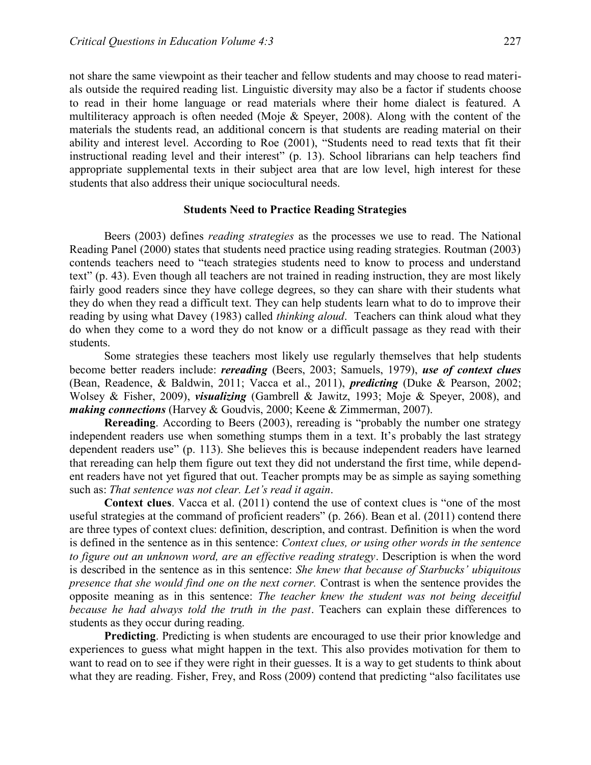not share the same viewpoint as their teacher and fellow students and may choose to read materials outside the required reading list. Linguistic diversity may also be a factor if students choose to read in their home language or read materials where their home dialect is featured. A multiliteracy approach is often needed (Moje & Speyer, 2008). Along with the content of the materials the students read, an additional concern is that students are reading material on their ability and interest level. According to Roe (2001), "Students need to read texts that fit their instructional reading level and their interest" (p. 13). School librarians can help teachers find appropriate supplemental texts in their subject area that are low level, high interest for these students that also address their unique sociocultural needs.

## Students Need to Practice Reading Strategies

Beers (2003) defines *reading strategies* as the processes we use to read. The National Reading Panel (2000) states that students need practice using reading strategies. Routman (2003) contends teachers need to "teach strategies students need to know to process and understand text" (p. 43). Even though all teachers are not trained in reading instruction, they are most likely fairly good readers since they have college degrees, so they can share with their students what they do when they read a difficult text. They can help students learn what to do to improve their reading by using what Davey (1983) called *thinking aloud*. Teachers can think aloud what they do when they come to a word they do not know or a difficult passage as they read with their students.

Some strategies these teachers most likely use regularly themselves that help students become better readers include: ***rereading*** (Beers, 2003; Samuels, 1979), ***use of context clues*** (Bean, Readence, & Baldwin, 2011; Vacca et al., 2011), ***predicting*** (Duke & Pearson, 2002; Wolsey & Fisher, 2009), ***visualizing*** (Gambrell & Jawitz, 1993; Moje & Speyer, 2008), and ***making connections*** (Harvey & Goudvis, 2000; Keene & Zimmerman, 2007).

**Rereading**. According to Beers (2003), rereading is "probably the number one strategy independent readers use when something stumps them in a text. It's probably the last strategy dependent readers use" (p. 113). She believes this is because independent readers have learned that rereading can help them figure out text they did not understand the first time, while dependent readers have not yet figured that out. Teacher prompts may be as simple as saying something such as: *That sentence was not clear. Let's read it again*.

**Context clues**. Vacca et al. (2011) contend the use of context clues is "one of the most useful strategies at the command of proficient readers" (p. 266). Bean et al. (2011) contend there are three types of context clues: definition, description, and contrast. Definition is when the word is defined in the sentence as in this sentence: *Context clues, or using other words in the sentence to figure out an unknown word, are an effective reading strategy*. Description is when the word is described in the sentence as in this sentence: *She knew that because of Starbucks' ubiquitous presence that she would find one on the next corner.* Contrast is when the sentence provides the opposite meaning as in this sentence: *The teacher knew the student was not being deceitful because he had always told the truth in the past*. Teachers can explain these differences to students as they occur during reading.

**Predicting**. Predicting is when students are encouraged to use their prior knowledge and experiences to guess what might happen in the text. This also provides motivation for them to want to read on to see if they were right in their guesses. It is a way to get students to think about what they are reading. Fisher, Frey, and Ross (2009) contend that predicting "also facilitates use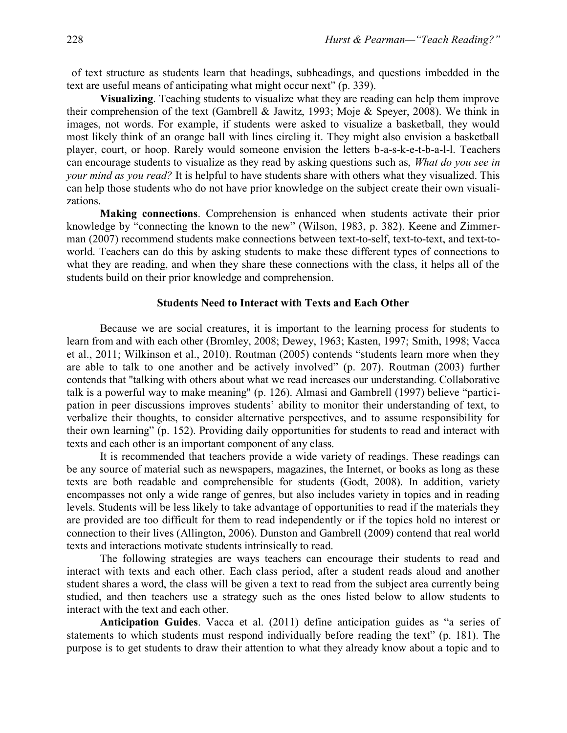of text structure as students learn that headings, subheadings, and questions imbedded in the text are useful means of anticipating what might occur next" (p. 339).

**Visualizing**. Teaching students to visualize what they are reading can help them improve their comprehension of the text (Gambrell & Jawitz, 1993; Moje & Speyer, 2008). We think in images, not words. For example, if students were asked to visualize a basketball, they would most likely think of an orange ball with lines circling it. They might also envision a basketball player, court, or hoop. Rarely would someone envision the letters b-a-s-k-e-t-b-a-l-l. Teachers can encourage students to visualize as they read by asking questions such as, *What do you see in your mind as you read?* It is helpful to have students share with others what they visualized. This can help those students who do not have prior knowledge on the subject create their own visualizations.

**Making connections**. Comprehension is enhanced when students activate their prior knowledge by "connecting the known to the new" (Wilson, 1983, p. 382). Keene and Zimmerman (2007) recommend students make connections between text-to-self, text-to-text, and text-to-world. Teachers can do this by asking students to make these different types of connections to what they are reading, and when they share these connections with the class, it helps all of the students build on their prior knowledge and comprehension.

## Students Need to Interact with Texts and Each Other

Because we are social creatures, it is important to the learning process for students to learn from and with each other (Bromley, 2008; Dewey, 1963; Kasten, 1997; Smith, 1998; Vacca et al., 2011; Wilkinson et al., 2010). Routman (2005) contends "students learn more when they are able to talk to one another and be actively involved" (p. 207). Routman (2003) further contends that "talking with others about what we read increases our understanding. Collaborative talk is a powerful way to make meaning" (p. 126). Almasi and Gambrell (1997) believe "participation in peer discussions improves students' ability to monitor their understanding of text, to verbalize their thoughts, to consider alternative perspectives, and to assume responsibility for their own learning" (p. 152). Providing daily opportunities for students to read and interact with texts and each other is an important component of any class.

It is recommended that teachers provide a wide variety of readings. These readings can be any source of material such as newspapers, magazines, the Internet, or books as long as these texts are both readable and comprehensible for students (Godt, 2008). In addition, variety encompasses not only a wide range of genres, but also includes variety in topics and in reading levels. Students will be less likely to take advantage of opportunities to read if the materials they are provided are too difficult for them to read independently or if the topics hold no interest or connection to their lives (Allington, 2006). Dunston and Gambrell (2009) contend that real world texts and interactions motivate students intrinsically to read.

The following strategies are ways teachers can encourage their students to read and interact with texts and each other. Each class period, after a student reads aloud and another student shares a word, the class will be given a text to read from the subject area currently being studied, and then teachers use a strategy such as the ones listed below to allow students to interact with the text and each other.

**Anticipation Guides**. Vacca et al. (2011) define anticipation guides as "a series of statements to which students must respond individually before reading the text" (p. 181). The purpose is to get students to draw their attention to what they already know about a topic and to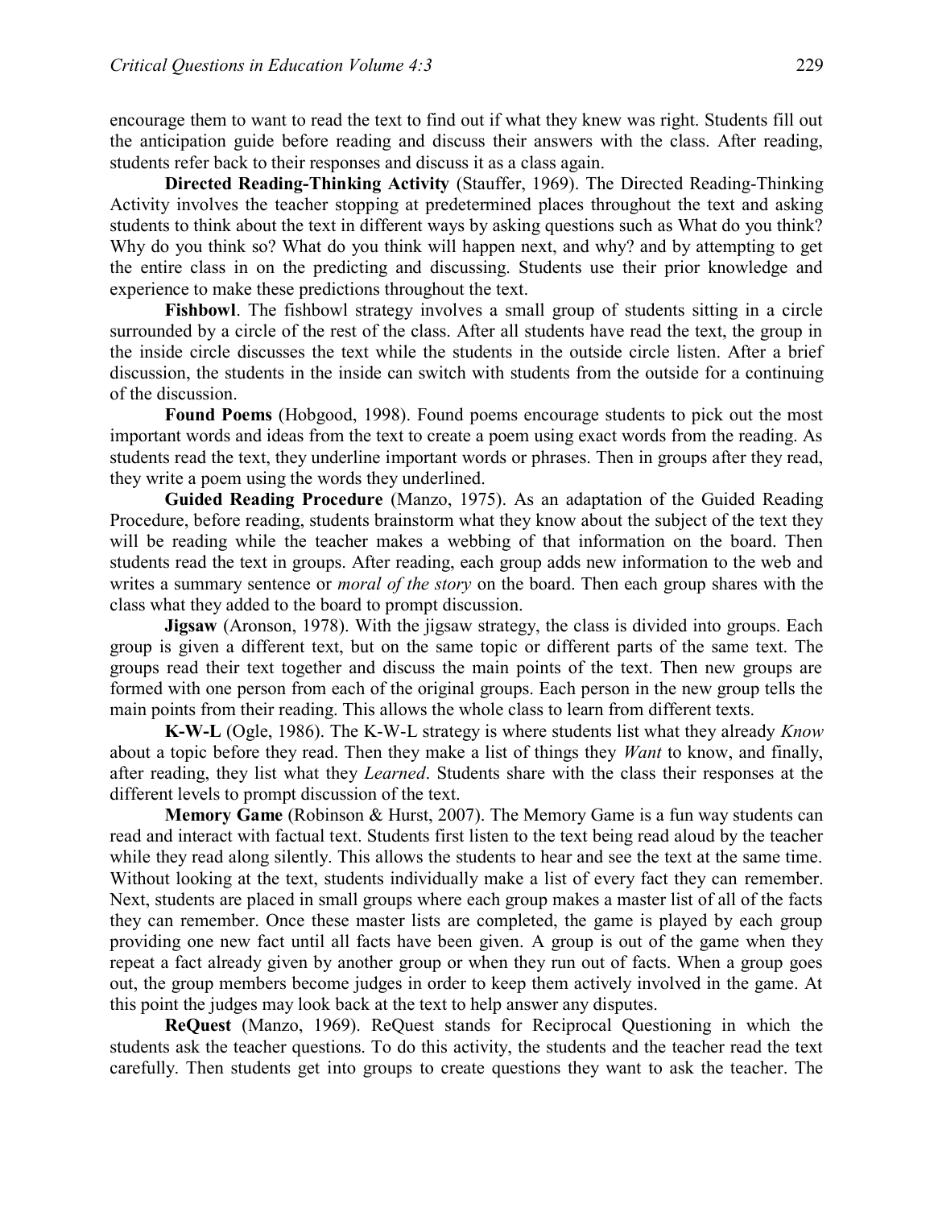encourage them to want to read the text to find out if what they knew was right. Students fill out the anticipation guide before reading and discuss their answers with the class. After reading, students refer back to their responses and discuss it as a class again.

**Directed Reading-Thinking Activity** (Stauffer, 1969). The Directed Reading-Thinking Activity involves the teacher stopping at predetermined places throughout the text and asking students to think about the text in different ways by asking questions such as What do you think? Why do you think so? What do you think will happen next, and why? and by attempting to get the entire class in on the predicting and discussing. Students use their prior knowledge and experience to make these predictions throughout the text.

**Fishbowl**. The fishbowl strategy involves a small group of students sitting in a circle surrounded by a circle of the rest of the class. After all students have read the text, the group in the inside circle discusses the text while the students in the outside circle listen. After a brief discussion, the students in the inside can switch with students from the outside for a continuing of the discussion.

**Found Poems** (Hobgood, 1998). Found poems encourage students to pick out the most important words and ideas from the text to create a poem using exact words from the reading. As students read the text, they underline important words or phrases. Then in groups after they read, they write a poem using the words they underlined.

**Guided Reading Procedure** (Manzo, 1975). As an adaptation of the Guided Reading Procedure, before reading, students brainstorm what they know about the subject of the text they will be reading while the teacher makes a webbing of that information on the board. Then students read the text in groups. After reading, each group adds new information to the web and writes a summary sentence or *moral of the story* on the board. Then each group shares with the class what they added to the board to prompt discussion.

**Jigsaw** (Aronson, 1978). With the jigsaw strategy, the class is divided into groups. Each group is given a different text, but on the same topic or different parts of the same text. The groups read their text together and discuss the main points of the text. Then new groups are formed with one person from each of the original groups. Each person in the new group tells the main points from their reading. This allows the whole class to learn from different texts.

**K-W-L** (Ogle, 1986). The K-W-L strategy is where students list what they already *Know* about a topic before they read. Then they make a list of things they *Want* to know, and finally, after reading, they list what they *Learned*. Students share with the class their responses at the different levels to prompt discussion of the text.

**Memory Game** (Robinson & Hurst, 2007). The Memory Game is a fun way students can read and interact with factual text. Students first listen to the text being read aloud by the teacher while they read along silently. This allows the students to hear and see the text at the same time. Without looking at the text, students individually make a list of every fact they can remember. Next, students are placed in small groups where each group makes a master list of all of the facts they can remember. Once these master lists are completed, the game is played by each group providing one new fact until all facts have been given. A group is out of the game when they repeat a fact already given by another group or when they run out of facts. When a group goes out, the group members become judges in order to keep them actively involved in the game. At this point the judges may look back at the text to help answer any disputes.

**ReQuest** (Manzo, 1969). ReQuest stands for Reciprocal Questioning in which the students ask the teacher questions. To do this activity, the students and the teacher read the text carefully. Then students get into groups to create questions they want to ask the teacher. The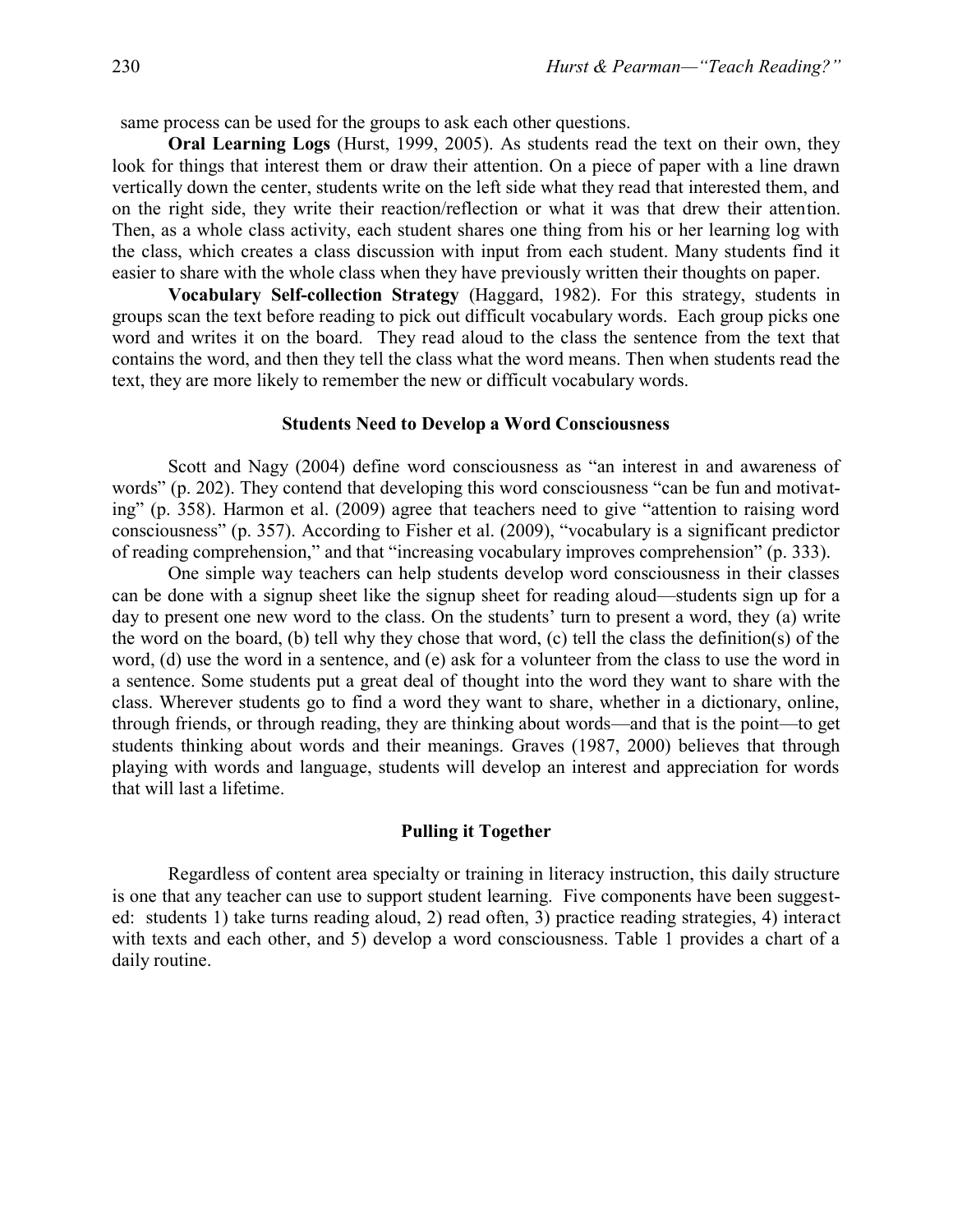same process can be used for the groups to ask each other questions.

**Oral Learning Logs** (Hurst, 1999, 2005). As students read the text on their own, they look for things that interest them or draw their attention. On a piece of paper with a line drawn vertically down the center, students write on the left side what they read that interested them, and on the right side, they write their reaction/reflection or what it was that drew their attention. Then, as a whole class activity, each student shares one thing from his or her learning log with the class, which creates a class discussion with input from each student. Many students find it easier to share with the whole class when they have previously written their thoughts on paper.

**Vocabulary Self-collection Strategy** (Haggard, 1982). For this strategy, students in groups scan the text before reading to pick out difficult vocabulary words. Each group picks one word and writes it on the board. They read aloud to the class the sentence from the text that contains the word, and then they tell the class what the word means. Then when students read the text, they are more likely to remember the new or difficult vocabulary words.

## Students Need to Develop a Word Consciousness

Scott and Nagy (2004) define word consciousness as "an interest in and awareness of words" (p. 202). They contend that developing this word consciousness "can be fun and motivating" (p. 358). Harmon et al. (2009) agree that teachers need to give "attention to raising word consciousness" (p. 357). According to Fisher et al. (2009), "vocabulary is a significant predictor of reading comprehension," and that "increasing vocabulary improves comprehension" (p. 333).

One simple way teachers can help students develop word consciousness in their classes can be done with a signup sheet like the signup sheet for reading aloud—students sign up for a day to present one new word to the class. On the students' turn to present a word, they (a) write the word on the board, (b) tell why they chose that word, (c) tell the class the definition(s) of the word, (d) use the word in a sentence, and (e) ask for a volunteer from the class to use the word in a sentence. Some students put a great deal of thought into the word they want to share with the class. Wherever students go to find a word they want to share, whether in a dictionary, online, through friends, or through reading, they are thinking about words—and that is the point—to get students thinking about words and their meanings. Graves (1987, 2000) believes that through playing with words and language, students will develop an interest and appreciation for words that will last a lifetime.

## Pulling it Together

Regardless of content area specialty or training in literacy instruction, this daily structure is one that any teacher can use to support student learning. Five components have been suggested: students 1) take turns reading aloud, 2) read often, 3) practice reading strategies, 4) interact with texts and each other, and 5) develop a word consciousness. Table 1 provides a chart of a daily routine.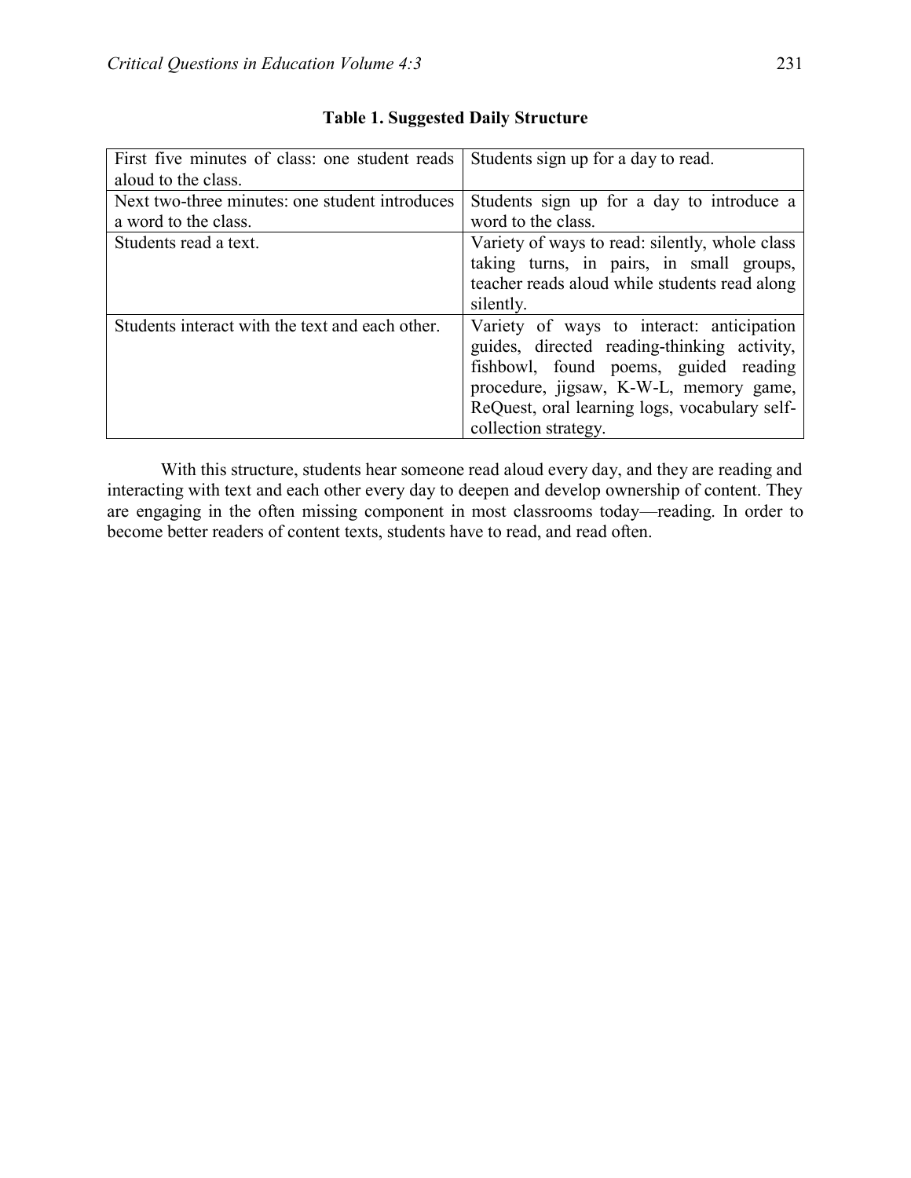**Table 1. Suggested Daily Structure**

| | |
|---|---|
| First five minutes of class: one student reads aloud to the class. | Students sign up for a day to read. |
| Next two-three minutes: one student introduces a word to the class. | Students sign up for a day to introduce a word to the class. |
| Students read a text. | Variety of ways to read: silently, whole class taking turns, in pairs, in small groups, teacher reads aloud while students read along silently. |
| Students interact with the text and each other. | Variety of ways to interact: anticipation guides, directed reading-thinking activity, fishbowl, found poems, guided reading procedure, jigsaw, K-W-L, memory game, ReQuest, oral learning logs, vocabulary self-collection strategy. |

With this structure, students hear someone read aloud every day, and they are reading and interacting with text and each other every day to deepen and develop ownership of content. They are engaging in the often missing component in most classrooms today—reading. In order to become better readers of content texts, students have to read, and read often.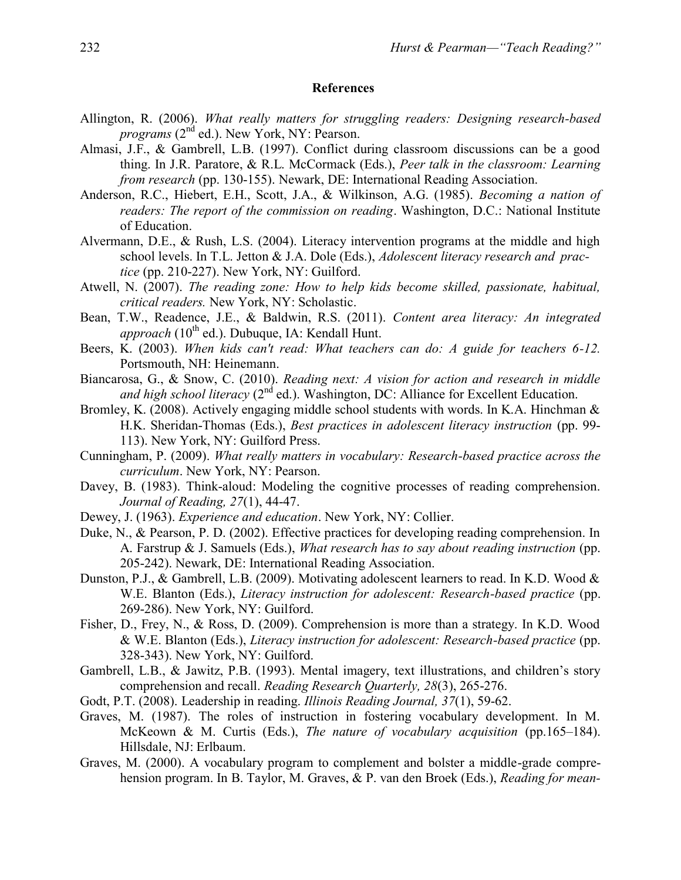## References

Allington, R. (2006). *What really matters for struggling readers: Designing research-based programs* (2nd ed.). New York, NY: Pearson.

Almasi, J.F., & Gambrell, L.B. (1997). Conflict during classroom discussions can be a good thing. In J.R. Paratore, & R.L. McCormack (Eds.), *Peer talk in the classroom: Learning from research* (pp. 130-155). Newark, DE: International Reading Association.

Anderson, R.C., Hiebert, E.H., Scott, J.A., & Wilkinson, A.G. (1985). *Becoming a nation of readers: The report of the commission on reading*. Washington, D.C.: National Institute of Education.

Alvermann, D.E., & Rush, L.S. (2004). Literacy intervention programs at the middle and high school levels. In T.L. Jetton & J.A. Dole (Eds.), *Adolescent literacy research and practice* (pp. 210-227). New York, NY: Guilford.

Atwell, N. (2007). *The reading zone: How to help kids become skilled, passionate, habitual, critical readers.* New York, NY: Scholastic.

Bean, T.W., Readence, J.E., & Baldwin, R.S. (2011). *Content area literacy: An integrated approach* (10th ed.). Dubuque, IA: Kendall Hunt.

Beers, K. (2003). *When kids can't read: What teachers can do: A guide for teachers 6-12.* Portsmouth, NH: Heinemann.

Biancarosa, G., & Snow, C. (2010). *Reading next: A vision for action and research in middle and high school literacy* (2nd ed.). Washington, DC: Alliance for Excellent Education.

Bromley, K. (2008). Actively engaging middle school students with words. In K.A. Hinchman & H.K. Sheridan-Thomas (Eds.), *Best practices in adolescent literacy instruction* (pp. 99-113). New York, NY: Guilford Press.

Cunningham, P. (2009). *What really matters in vocabulary: Research-based practice across the curriculum*. New York, NY: Pearson.

Davey, B. (1983). Think-aloud: Modeling the cognitive processes of reading comprehension. *Journal of Reading, 27*(1), 44-47.

Dewey, J. (1963). *Experience and education*. New York, NY: Collier.

Duke, N., & Pearson, P. D. (2002). Effective practices for developing reading comprehension. In A. Farstrup & J. Samuels (Eds.), *What research has to say about reading instruction* (pp. 205-242). Newark, DE: International Reading Association.

Dunston, P.J., & Gambrell, L.B. (2009). Motivating adolescent learners to read. In K.D. Wood & W.E. Blanton (Eds.), *Literacy instruction for adolescent: Research-based practice* (pp. 269-286). New York, NY: Guilford.

Fisher, D., Frey, N., & Ross, D. (2009). Comprehension is more than a strategy. In K.D. Wood & W.E. Blanton (Eds.), *Literacy instruction for adolescent: Research-based practice* (pp. 328-343). New York, NY: Guilford.

Gambrell, L.B., & Jawitz, P.B. (1993). Mental imagery, text illustrations, and children's story comprehension and recall. *Reading Research Quarterly, 28*(3), 265-276.

Godt, P.T. (2008). Leadership in reading. *Illinois Reading Journal, 37*(1), 59-62.

Graves, M. (1987). The roles of instruction in fostering vocabulary development. In M. McKeown & M. Curtis (Eds.), *The nature of vocabulary acquisition* (pp.165–184). Hillsdale, NJ: Erlbaum.

Graves, M. (2000). A vocabulary program to complement and bolster a middle-grade comprehension program. In B. Taylor, M. Graves, & P. van den Broek (Eds.), *Reading for mean-*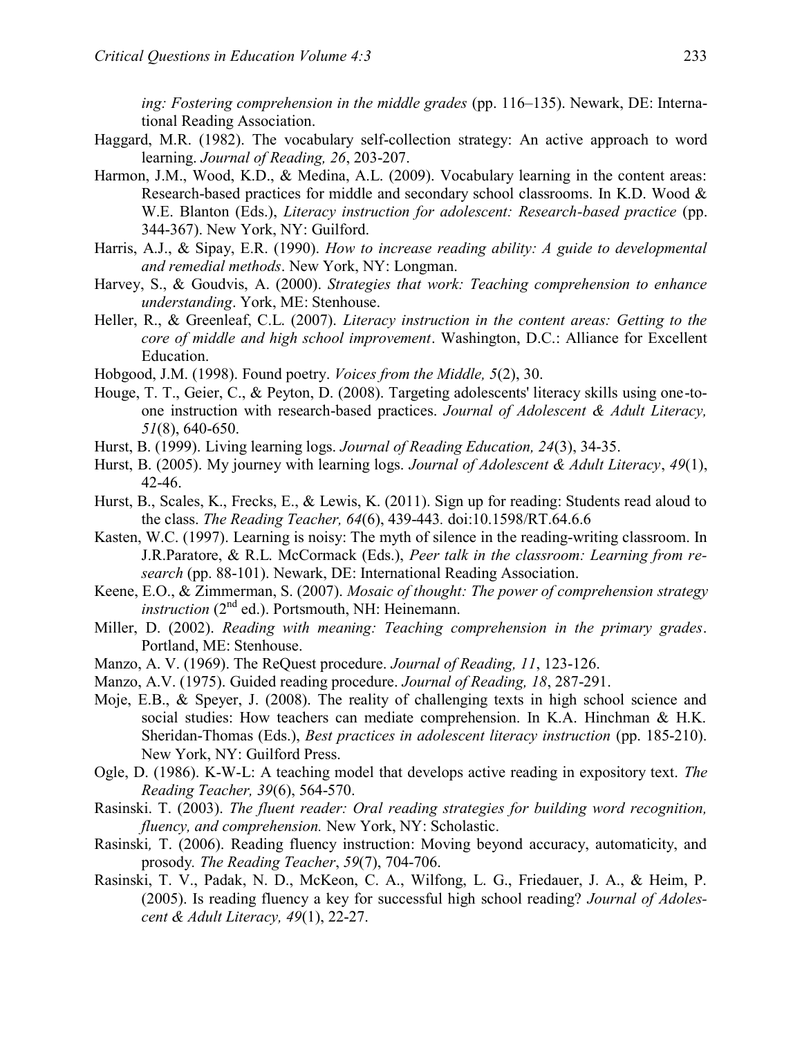*ing: Fostering comprehension in the middle grades* (pp. 116–135). Newark, DE: International Reading Association.

Haggard, M.R. (1982). The vocabulary self-collection strategy: An active approach to word learning. *Journal of Reading, 26*, 203-207.

Harmon, J.M., Wood, K.D., & Medina, A.L. (2009). Vocabulary learning in the content areas: Research-based practices for middle and secondary school classrooms. In K.D. Wood & W.E. Blanton (Eds.), *Literacy instruction for adolescent: Research-based practice* (pp. 344-367). New York, NY: Guilford.

Harris, A.J., & Sipay, E.R. (1990). *How to increase reading ability: A guide to developmental and remedial methods*. New York, NY: Longman.

Harvey, S., & Goudvis, A. (2000). *Strategies that work: Teaching comprehension to enhance understanding*. York, ME: Stenhouse.

Heller, R., & Greenleaf, C.L. (2007). *Literacy instruction in the content areas: Getting to the core of middle and high school improvement*. Washington, D.C.: Alliance for Excellent Education.

Hobgood, J.M. (1998). Found poetry. *Voices from the Middle, 5*(2), 30.

Houge, T. T., Geier, C., & Peyton, D. (2008). Targeting adolescents' literacy skills using one-to-one instruction with research-based practices. *Journal of Adolescent & Adult Literacy, 51*(8), 640-650.

Hurst, B. (1999). Living learning logs. *Journal of Reading Education, 24*(3), 34-35.

Hurst, B. (2005). My journey with learning logs. *Journal of Adolescent & Adult Literacy*, *49*(1), 42-46.

Hurst, B., Scales, K., Frecks, E., & Lewis, K. (2011). Sign up for reading: Students read aloud to the class. *The Reading Teacher, 64*(6), 439-443. doi:10.1598/RT.64.6.6

Kasten, W.C. (1997). Learning is noisy: The myth of silence in the reading-writing classroom. In J.R.Paratore, & R.L. McCormack (Eds.), *Peer talk in the classroom: Learning from research* (pp. 88-101). Newark, DE: International Reading Association.

Keene, E.O., & Zimmerman, S. (2007). *Mosaic of thought: The power of comprehension strategy instruction* (2nd ed.). Portsmouth, NH: Heinemann.

Miller, D. (2002). *Reading with meaning: Teaching comprehension in the primary grades*. Portland, ME: Stenhouse.

Manzo, A. V. (1969). The ReQuest procedure. *Journal of Reading, 11*, 123-126.

Manzo, A.V. (1975). Guided reading procedure. *Journal of Reading, 18*, 287-291.

Moje, E.B., & Speyer, J. (2008). The reality of challenging texts in high school science and social studies: How teachers can mediate comprehension. In K.A. Hinchman & H.K. Sheridan-Thomas (Eds.), *Best practices in adolescent literacy instruction* (pp. 185-210). New York, NY: Guilford Press.

Ogle, D. (1986). K-W-L: A teaching model that develops active reading in expository text. *The Reading Teacher, 39*(6), 564-570.

Rasinski. T. (2003). *The fluent reader: Oral reading strategies for building word recognition, fluency, and comprehension.* New York, NY: Scholastic.

Rasinski, T. (2006). Reading fluency instruction: Moving beyond accuracy, automaticity, and prosody. *The Reading Teacher*, *59*(7), 704-706.

Rasinski, T. V., Padak, N. D., McKeon, C. A., Wilfong, L. G., Friedauer, J. A., & Heim, P. (2005). Is reading fluency a key for successful high school reading? *Journal of Adolescent & Adult Literacy, 49*(1), 22-27.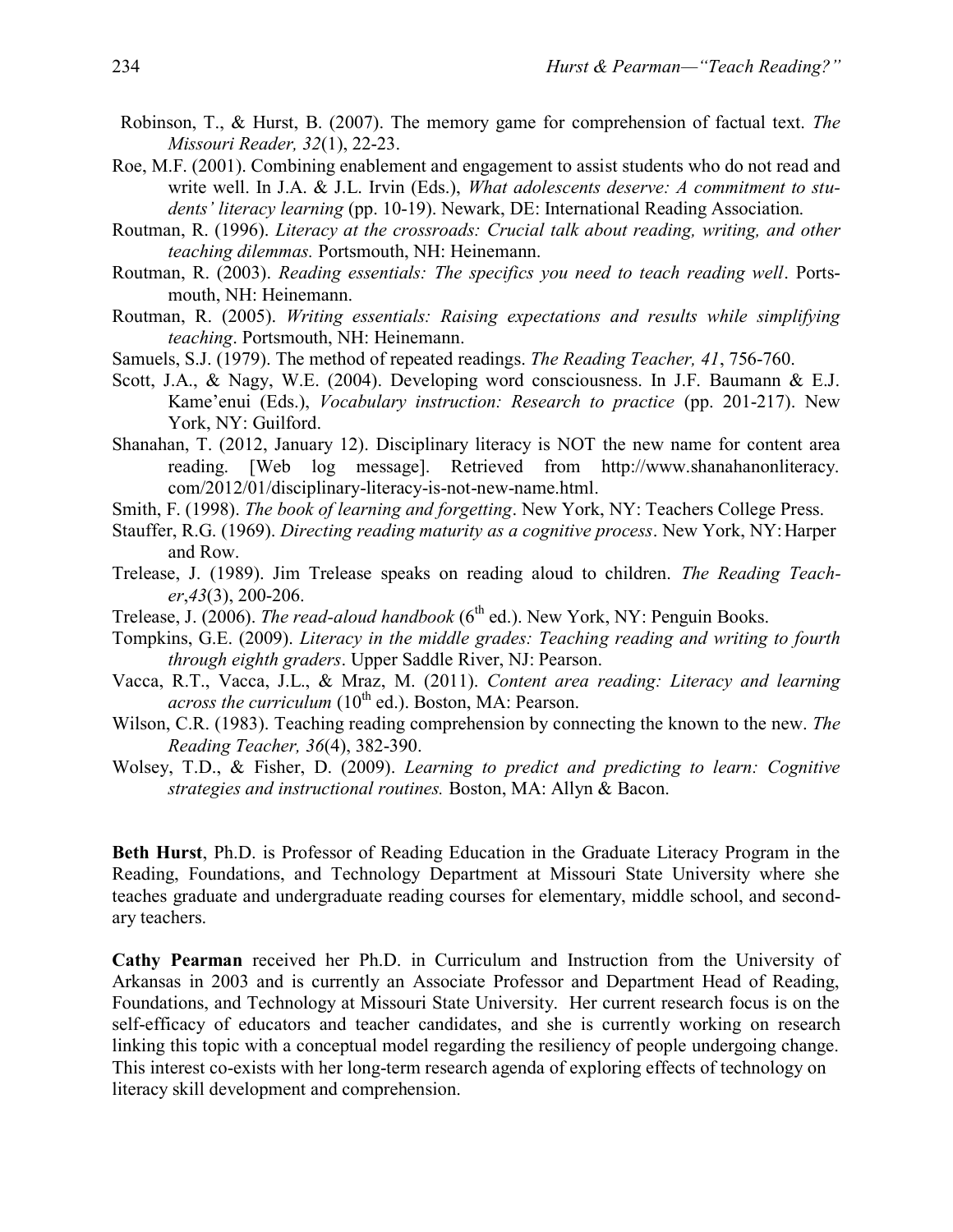Robinson, T., & Hurst, B. (2007). The memory game for comprehension of factual text. *The Missouri Reader, 32*(1), 22-23.

Roe, M.F. (2001). Combining enablement and engagement to assist students who do not read and write well. In J.A. & J.L. Irvin (Eds.), *What adolescents deserve: A commitment to students' literacy learning* (pp. 10-19). Newark, DE: International Reading Association.

Routman, R. (1996). *Literacy at the crossroads: Crucial talk about reading, writing, and other teaching dilemmas.* Portsmouth, NH: Heinemann.

Routman, R. (2003). *Reading essentials: The specifics you need to teach reading well*. Portsmouth, NH: Heinemann.

Routman, R. (2005). *Writing essentials: Raising expectations and results while simplifying teaching*. Portsmouth, NH: Heinemann.

Samuels, S.J. (1979). The method of repeated readings. *The Reading Teacher, 41*, 756-760.

Scott, J.A., & Nagy, W.E. (2004). Developing word consciousness. In J.F. Baumann & E.J. Kame'enui (Eds.), *Vocabulary instruction: Research to practice* (pp. 201-217). New York, NY: Guilford.

Shanahan, T. (2012, January 12). Disciplinary literacy is NOT the new name for content area reading. [Web log message]. Retrieved from http://www.shanahanonliteracy.com/2012/01/disciplinary-literacy-is-not-new-name.html.

Smith, F. (1998). *The book of learning and forgetting*. New York, NY: Teachers College Press.

Stauffer, R.G. (1969). *Directing reading maturity as a cognitive process*. New York, NY: Harper and Row.

Trelease, J. (1989). Jim Trelease speaks on reading aloud to children. *The Reading Teacher*,*43*(3), 200-206.

Trelease, J. (2006). *The read-aloud handbook* (6th ed.). New York, NY: Penguin Books.

Tompkins, G.E. (2009). *Literacy in the middle grades: Teaching reading and writing to fourth through eighth graders*. Upper Saddle River, NJ: Pearson.

Vacca, R.T., Vacca, J.L., & Mraz, M. (2011). *Content area reading: Literacy and learning across the curriculum* (10th ed.). Boston, MA: Pearson.

Wilson, C.R. (1983). Teaching reading comprehension by connecting the known to the new. *The Reading Teacher, 36*(4), 382-390.

Wolsey, T.D., & Fisher, D. (2009). *Learning to predict and predicting to learn: Cognitive strategies and instructional routines.* Boston, MA: Allyn & Bacon.

**Beth Hurst**, Ph.D. is Professor of Reading Education in the Graduate Literacy Program in the Reading, Foundations, and Technology Department at Missouri State University where she teaches graduate and undergraduate reading courses for elementary, middle school, and secondary teachers.

**Cathy Pearman** received her Ph.D. in Curriculum and Instruction from the University of Arkansas in 2003 and is currently an Associate Professor and Department Head of Reading, Foundations, and Technology at Missouri State University. Her current research focus is on the self-efficacy of educators and teacher candidates, and she is currently working on research linking this topic with a conceptual model regarding the resiliency of people undergoing change. This interest co-exists with her long-term research agenda of exploring effects of technology on literacy skill development and comprehension.